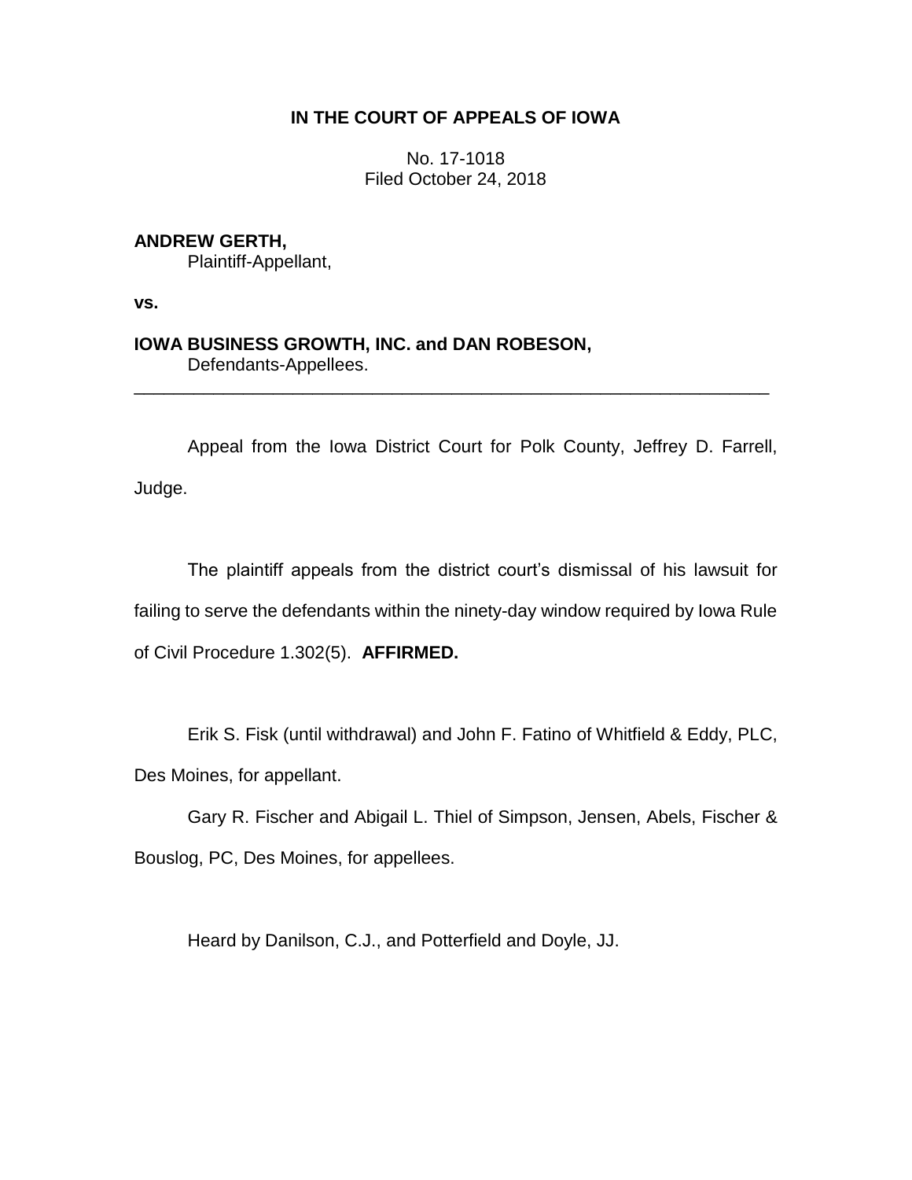# IN THE COURT OF APPEALS OF IOWA

No. 17-1018
Filed October 24, 2018

**ANDREW GERTH,**
Plaintiff-Appellant,

**vs.**

**IOWA BUSINESS GROWTH, INC. and DAN ROBESON,**
Defendants-Appellees.

---

Appeal from the Iowa District Court for Polk County, Jeffrey D. Farrell, Judge.

The plaintiff appeals from the district court's dismissal of his lawsuit for failing to serve the defendants within the ninety-day window required by Iowa Rule of Civil Procedure 1.302(5). **AFFIRMED.**

Erik S. Fisk (until withdrawal) and John F. Fatino of Whitfield & Eddy, PLC, Des Moines, for appellant.

Gary R. Fischer and Abigail L. Thiel of Simpson, Jensen, Abels, Fischer & Bouslog, PC, Des Moines, for appellees.

Heard by Danilson, C.J., and Potterfield and Doyle, JJ.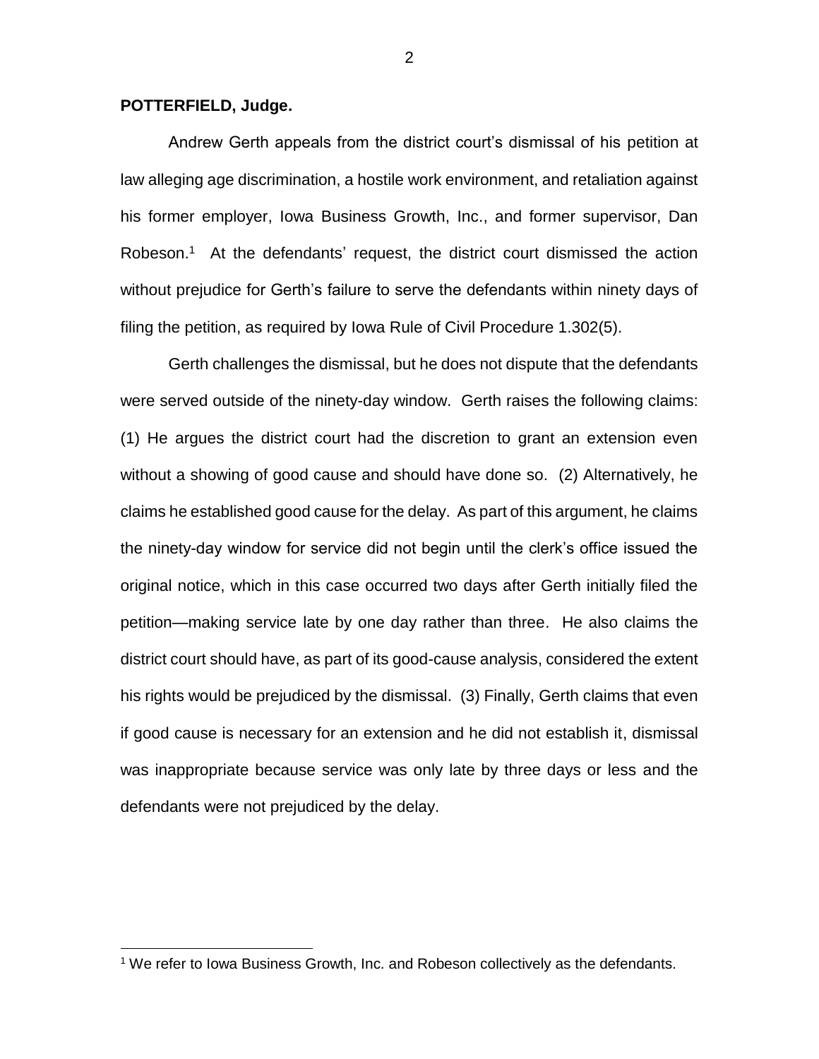**POTTERFIELD, Judge.**

Andrew Gerth appeals from the district court's dismissal of his petition at law alleging age discrimination, a hostile work environment, and retaliation against his former employer, Iowa Business Growth, Inc., and former supervisor, Dan Robeson.[1] At the defendants' request, the district court dismissed the action without prejudice for Gerth's failure to serve the defendants within ninety days of filing the petition, as required by Iowa Rule of Civil Procedure 1.302(5).

Gerth challenges the dismissal, but he does not dispute that the defendants were served outside of the ninety-day window. Gerth raises the following claims: (1) He argues the district court had the discretion to grant an extension even without a showing of good cause and should have done so. (2) Alternatively, he claims he established good cause for the delay. As part of this argument, he claims the ninety-day window for service did not begin until the clerk's office issued the original notice, which in this case occurred two days after Gerth initially filed the petition—making service late by one day rather than three. He also claims the district court should have, as part of its good-cause analysis, considered the extent his rights would be prejudiced by the dismissal. (3) Finally, Gerth claims that even if good cause is necessary for an extension and he did not establish it, dismissal was inappropriate because service was only late by three days or less and the defendants were not prejudiced by the delay.

[1] We refer to Iowa Business Growth, Inc. and Robeson collectively as the defendants.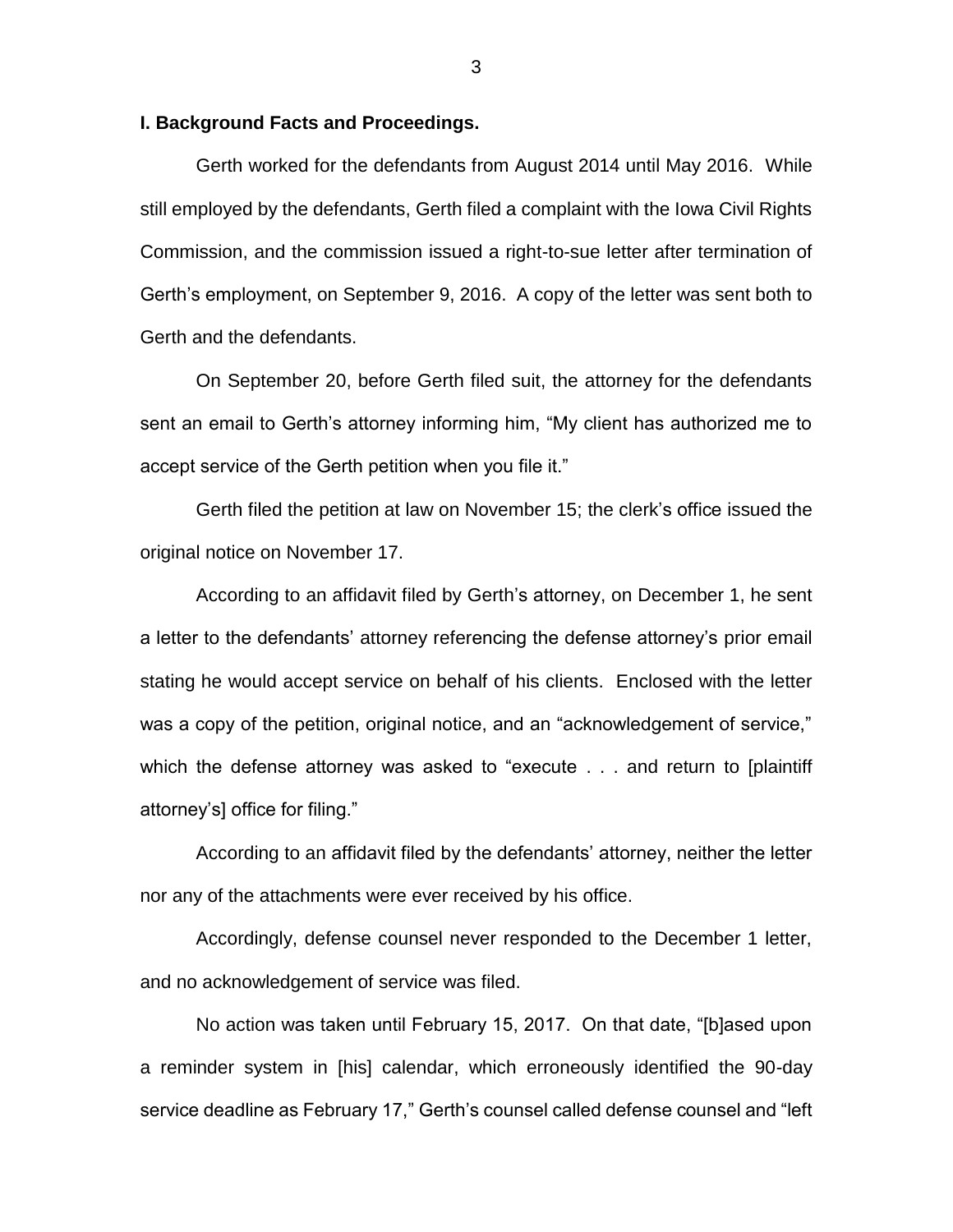## I. Background Facts and Proceedings.

Gerth worked for the defendants from August 2014 until May 2016. While still employed by the defendants, Gerth filed a complaint with the Iowa Civil Rights Commission, and the commission issued a right-to-sue letter after termination of Gerth's employment, on September 9, 2016. A copy of the letter was sent both to Gerth and the defendants.

On September 20, before Gerth filed suit, the attorney for the defendants sent an email to Gerth's attorney informing him, "My client has authorized me to accept service of the Gerth petition when you file it."

Gerth filed the petition at law on November 15; the clerk's office issued the original notice on November 17.

According to an affidavit filed by Gerth's attorney, on December 1, he sent a letter to the defendants' attorney referencing the defense attorney's prior email stating he would accept service on behalf of his clients. Enclosed with the letter was a copy of the petition, original notice, and an "acknowledgement of service," which the defense attorney was asked to "execute . . . and return to [plaintiff attorney's] office for filing."

According to an affidavit filed by the defendants' attorney, neither the letter nor any of the attachments were ever received by his office.

Accordingly, defense counsel never responded to the December 1 letter, and no acknowledgement of service was filed.

No action was taken until February 15, 2017. On that date, "[b]ased upon a reminder system in [his] calendar, which erroneously identified the 90-day service deadline as February 17," Gerth's counsel called defense counsel and "left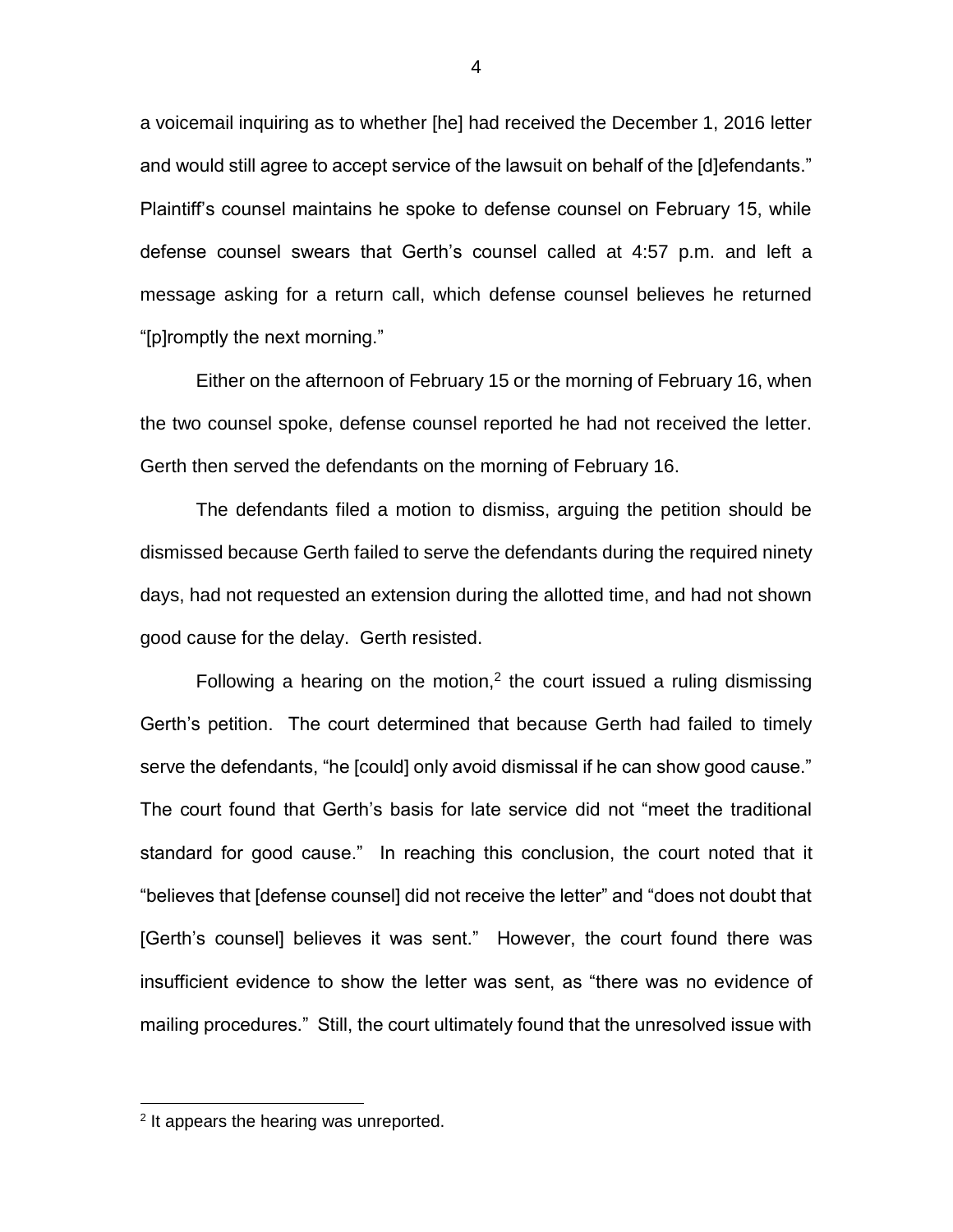a voicemail inquiring as to whether [he] had received the December 1, 2016 letter and would still agree to accept service of the lawsuit on behalf of the [d]efendants." Plaintiff's counsel maintains he spoke to defense counsel on February 15, while defense counsel swears that Gerth's counsel called at 4:57 p.m. and left a message asking for a return call, which defense counsel believes he returned "[p]romptly the next morning."

Either on the afternoon of February 15 or the morning of February 16, when the two counsel spoke, defense counsel reported he had not received the letter. Gerth then served the defendants on the morning of February 16.

The defendants filed a motion to dismiss, arguing the petition should be dismissed because Gerth failed to serve the defendants during the required ninety days, had not requested an extension during the allotted time, and had not shown good cause for the delay. Gerth resisted.

Following a hearing on the motion,[2] the court issued a ruling dismissing Gerth's petition. The court determined that because Gerth had failed to timely serve the defendants, "he [could] only avoid dismissal if he can show good cause." The court found that Gerth's basis for late service did not "meet the traditional standard for good cause." In reaching this conclusion, the court noted that it "believes that [defense counsel] did not receive the letter" and "does not doubt that [Gerth's counsel] believes it was sent." However, the court found there was insufficient evidence to show the letter was sent, as "there was no evidence of mailing procedures." Still, the court ultimately found that the unresolved issue with

[2] It appears the hearing was unreported.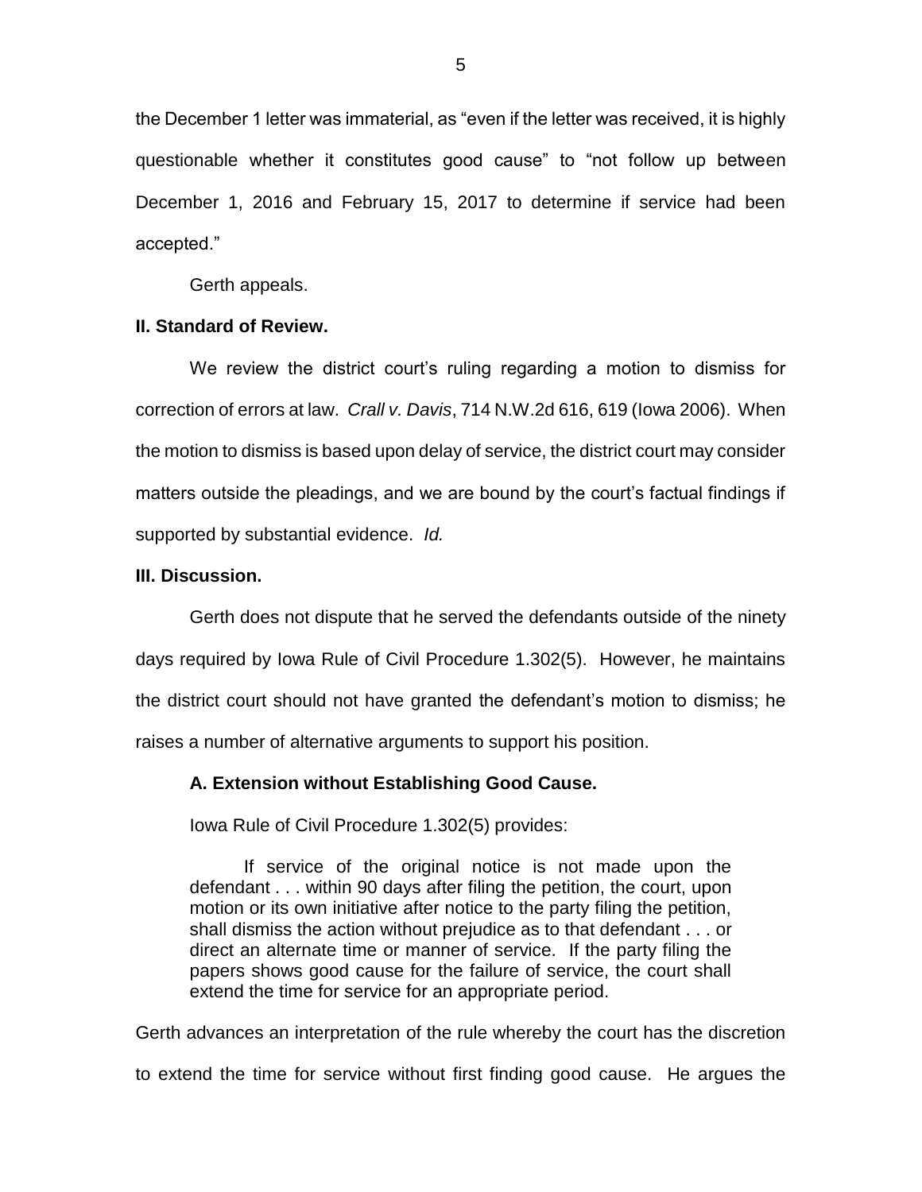the December 1 letter was immaterial, as "even if the letter was received, it is highly questionable whether it constitutes good cause" to "not follow up between December 1, 2016 and February 15, 2017 to determine if service had been accepted."

Gerth appeals.

### II. Standard of Review.

We review the district court's ruling regarding a motion to dismiss for correction of errors at law. *Crall v. Davis*, 714 N.W.2d 616, 619 (Iowa 2006). When the motion to dismiss is based upon delay of service, the district court may consider matters outside the pleadings, and we are bound by the court's factual findings if supported by substantial evidence. *Id.*

### III. Discussion.

Gerth does not dispute that he served the defendants outside of the ninety days required by Iowa Rule of Civil Procedure 1.302(5). However, he maintains the district court should not have granted the defendant's motion to dismiss; he raises a number of alternative arguments to support his position.

#### A. Extension without Establishing Good Cause.

Iowa Rule of Civil Procedure 1.302(5) provides:

> If service of the original notice is not made upon the defendant . . . within 90 days after filing the petition, the court, upon motion or its own initiative after notice to the party filing the petition, shall dismiss the action without prejudice as to that defendant . . . or direct an alternate time or manner of service. If the party filing the papers shows good cause for the failure of service, the court shall extend the time for service for an appropriate period.

Gerth advances an interpretation of the rule whereby the court has the discretion to extend the time for service without first finding good cause. He argues the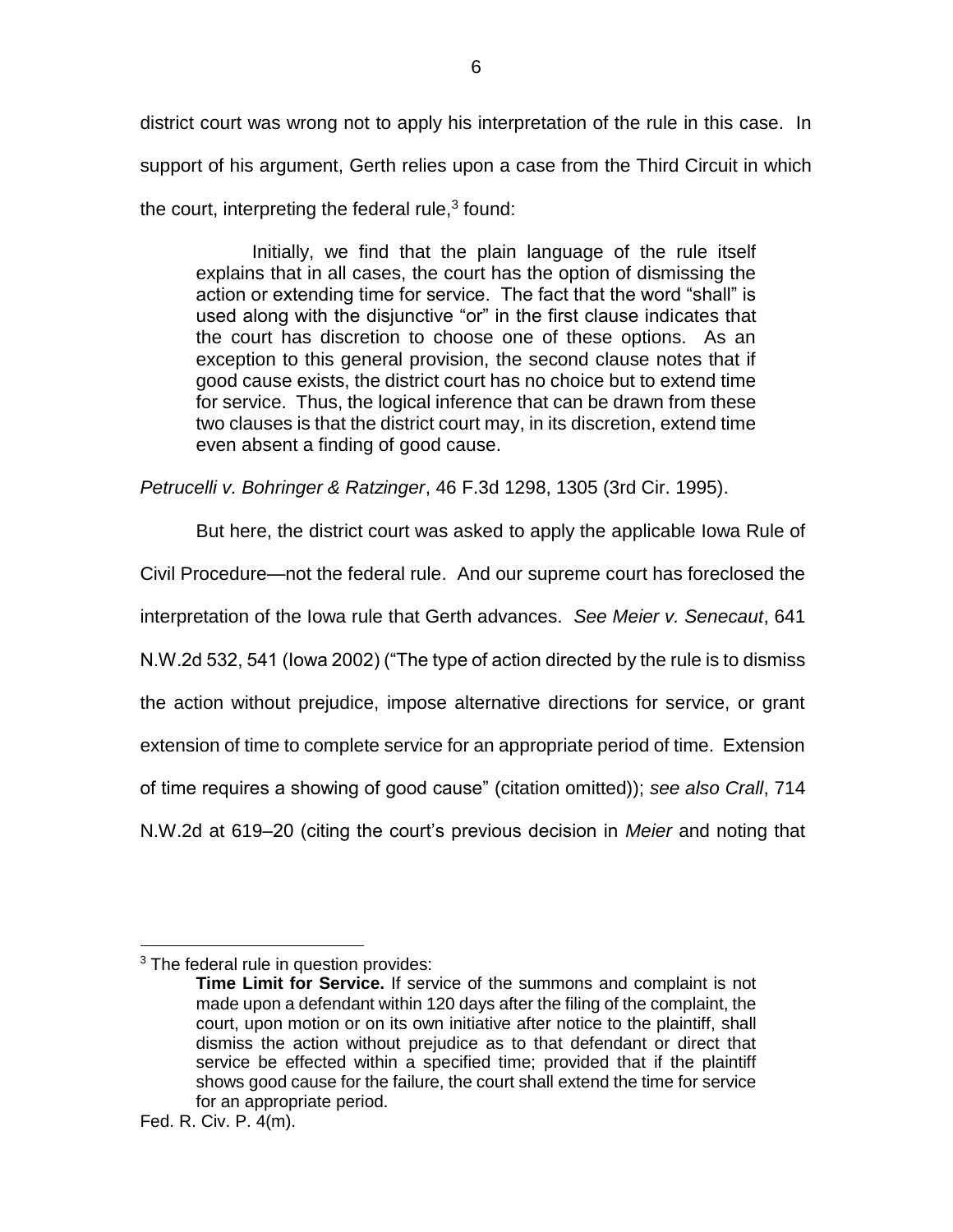district court was wrong not to apply his interpretation of the rule in this case. In support of his argument, Gerth relies upon a case from the Third Circuit in which the court, interpreting the federal rule,[3] found:

> Initially, we find that the plain language of the rule itself explains that in all cases, the court has the option of dismissing the action or extending time for service. The fact that the word "shall" is used along with the disjunctive "or" in the first clause indicates that the court has discretion to choose one of these options. As an exception to this general provision, the second clause notes that if good cause exists, the district court has no choice but to extend time for service. Thus, the logical inference that can be drawn from these two clauses is that the district court may, in its discretion, extend time even absent a finding of good cause.

*Petrucelli v. Bohringer & Ratzinger*, 46 F.3d 1298, 1305 (3rd Cir. 1995).

But here, the district court was asked to apply the applicable Iowa Rule of Civil Procedure—not the federal rule. And our supreme court has foreclosed the interpretation of the Iowa rule that Gerth advances. *See Meier v. Senecaut*, 641 N.W.2d 532, 541 (Iowa 2002) ("The type of action directed by the rule is to dismiss the action without prejudice, impose alternative directions for service, or grant extension of time to complete service for an appropriate period of time. Extension of time requires a showing of good cause" (citation omitted)); *see also Crall*, 714 N.W.2d at 619–20 (citing the court's previous decision in *Meier* and noting that

---

[3] The federal rule in question provides:

> **Time Limit for Service.** If service of the summons and complaint is not made upon a defendant within 120 days after the filing of the complaint, the court, upon motion or on its own initiative after notice to the plaintiff, shall dismiss the action without prejudice as to that defendant or direct that service be effected within a specified time; provided that if the plaintiff shows good cause for the failure, the court shall extend the time for service for an appropriate period.

Fed. R. Civ. P. 4(m).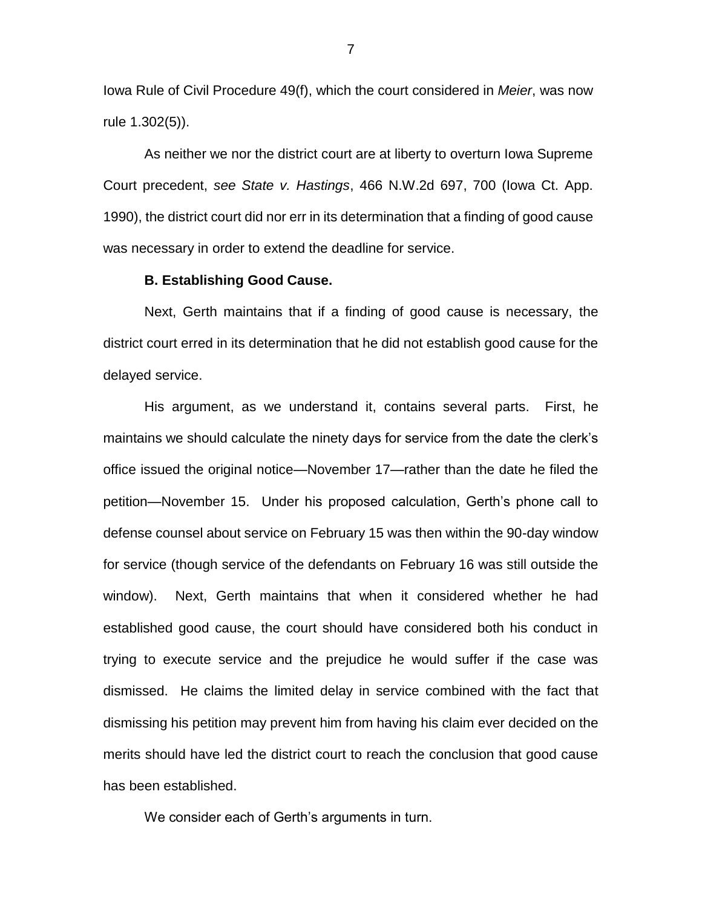Iowa Rule of Civil Procedure 49(f), which the court considered in *Meier*, was now rule 1.302(5)).

As neither we nor the district court are at liberty to overturn Iowa Supreme Court precedent, *see State v. Hastings*, 466 N.W.2d 697, 700 (Iowa Ct. App. 1990), the district court did nor err in its determination that a finding of good cause was necessary in order to extend the deadline for service.

**B. Establishing Good Cause.**

Next, Gerth maintains that if a finding of good cause is necessary, the district court erred in its determination that he did not establish good cause for the delayed service.

His argument, as we understand it, contains several parts. First, he maintains we should calculate the ninety days for service from the date the clerk's office issued the original notice—November 17—rather than the date he filed the petition—November 15. Under his proposed calculation, Gerth's phone call to defense counsel about service on February 15 was then within the 90-day window for service (though service of the defendants on February 16 was still outside the window). Next, Gerth maintains that when it considered whether he had established good cause, the court should have considered both his conduct in trying to execute service and the prejudice he would suffer if the case was dismissed. He claims the limited delay in service combined with the fact that dismissing his petition may prevent him from having his claim ever decided on the merits should have led the district court to reach the conclusion that good cause has been established.

We consider each of Gerth's arguments in turn.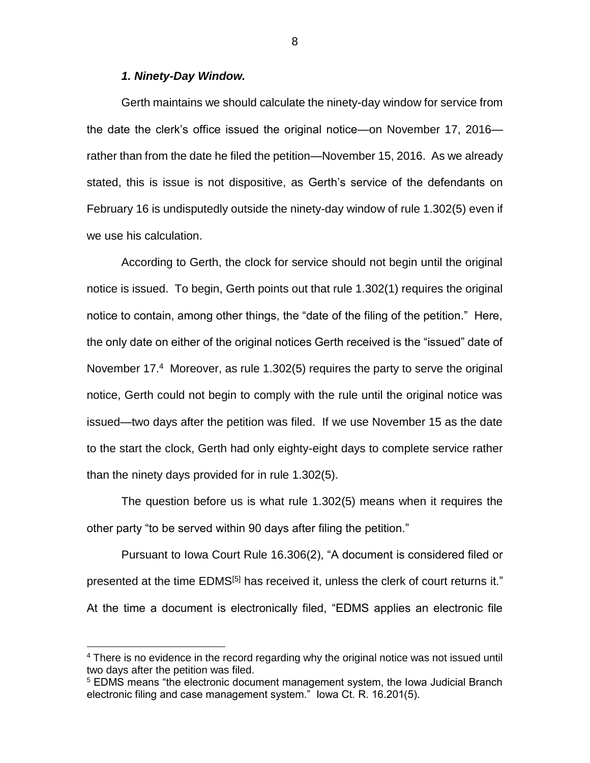### *1. Ninety-Day Window.*

Gerth maintains we should calculate the ninety-day window for service from the date the clerk's office issued the original notice—on November 17, 2016—rather than from the date he filed the petition—November 15, 2016. As we already stated, this is issue is not dispositive, as Gerth's service of the defendants on February 16 is undisputedly outside the ninety-day window of rule 1.302(5) even if we use his calculation.

According to Gerth, the clock for service should not begin until the original notice is issued. To begin, Gerth points out that rule 1.302(1) requires the original notice to contain, among other things, the "date of the filing of the petition." Here, the only date on either of the original notices Gerth received is the "issued" date of November 17.[4] Moreover, as rule 1.302(5) requires the party to serve the original notice, Gerth could not begin to comply with the rule until the original notice was issued—two days after the petition was filed. If we use November 15 as the date to the start the clock, Gerth had only eighty-eight days to complete service rather than the ninety days provided for in rule 1.302(5).

The question before us is what rule 1.302(5) means when it requires the other party "to be served within 90 days after filing the petition."

Pursuant to Iowa Court Rule 16.306(2), "A document is considered filed or presented at the time EDMS[5] has received it, unless the clerk of court returns it." At the time a document is electronically filed, "EDMS applies an electronic file

---

[4] There is no evidence in the record regarding why the original notice was not issued until two days after the petition was filed.

[5] EDMS means "the electronic document management system, the Iowa Judicial Branch electronic filing and case management system." Iowa Ct. R. 16.201(5).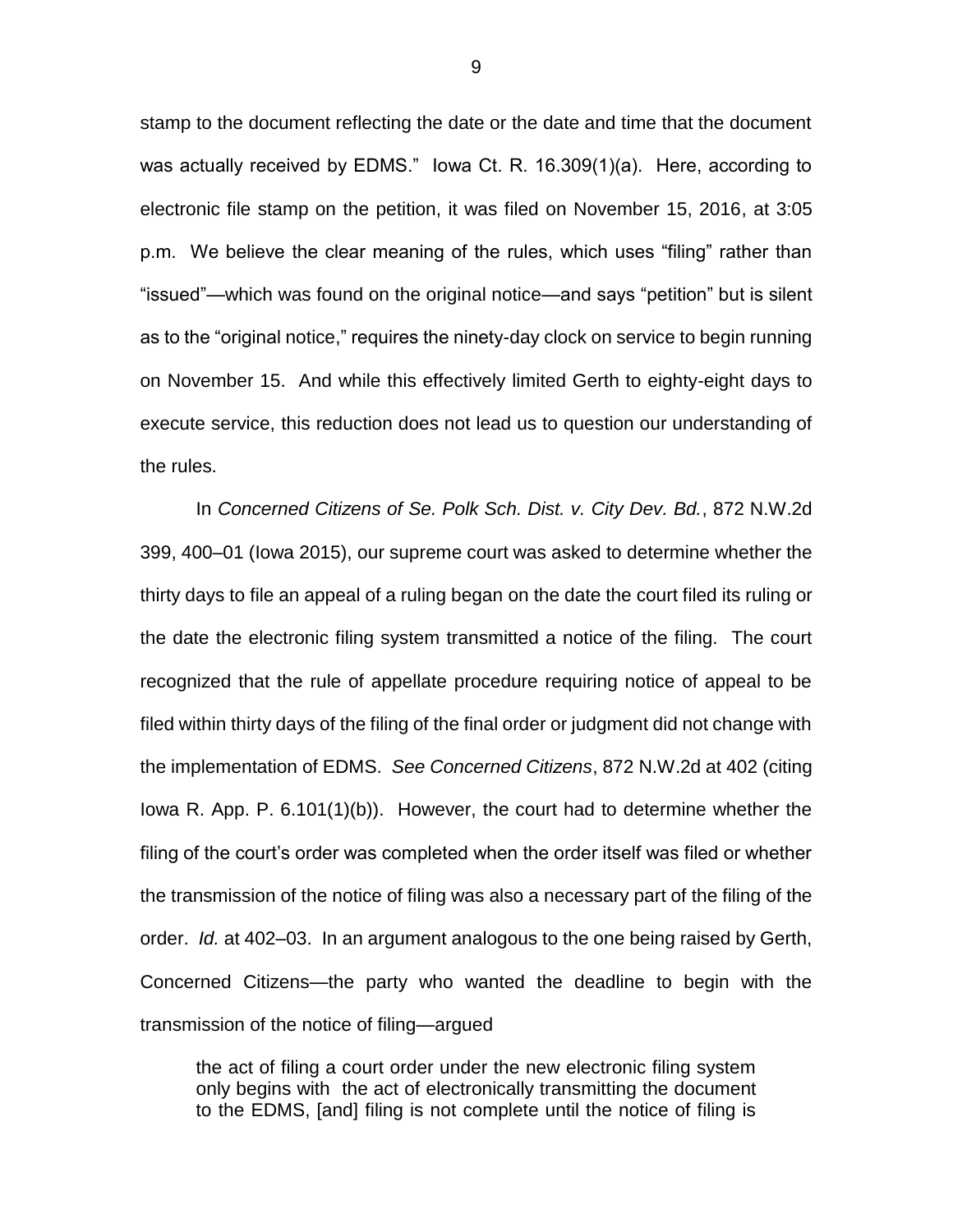stamp to the document reflecting the date or the date and time that the document was actually received by EDMS." Iowa Ct. R. 16.309(1)(a). Here, according to electronic file stamp on the petition, it was filed on November 15, 2016, at 3:05 p.m. We believe the clear meaning of the rules, which uses "filing" rather than "issued"—which was found on the original notice—and says "petition" but is silent as to the "original notice," requires the ninety-day clock on service to begin running on November 15. And while this effectively limited Gerth to eighty-eight days to execute service, this reduction does not lead us to question our understanding of the rules.

In *Concerned Citizens of Se. Polk Sch. Dist. v. City Dev. Bd.*, 872 N.W.2d 399, 400–01 (Iowa 2015), our supreme court was asked to determine whether the thirty days to file an appeal of a ruling began on the date the court filed its ruling or the date the electronic filing system transmitted a notice of the filing. The court recognized that the rule of appellate procedure requiring notice of appeal to be filed within thirty days of the filing of the final order or judgment did not change with the implementation of EDMS. *See Concerned Citizens*, 872 N.W.2d at 402 (citing Iowa R. App. P. 6.101(1)(b)). However, the court had to determine whether the filing of the court's order was completed when the order itself was filed or whether the transmission of the notice of filing was also a necessary part of the filing of the order. *Id.* at 402–03. In an argument analogous to the one being raised by Gerth, Concerned Citizens—the party who wanted the deadline to begin with the transmission of the notice of filing—argued

> the act of filing a court order under the new electronic filing system only begins with the act of electronically transmitting the document to the EDMS, [and] filing is not complete until the notice of filing is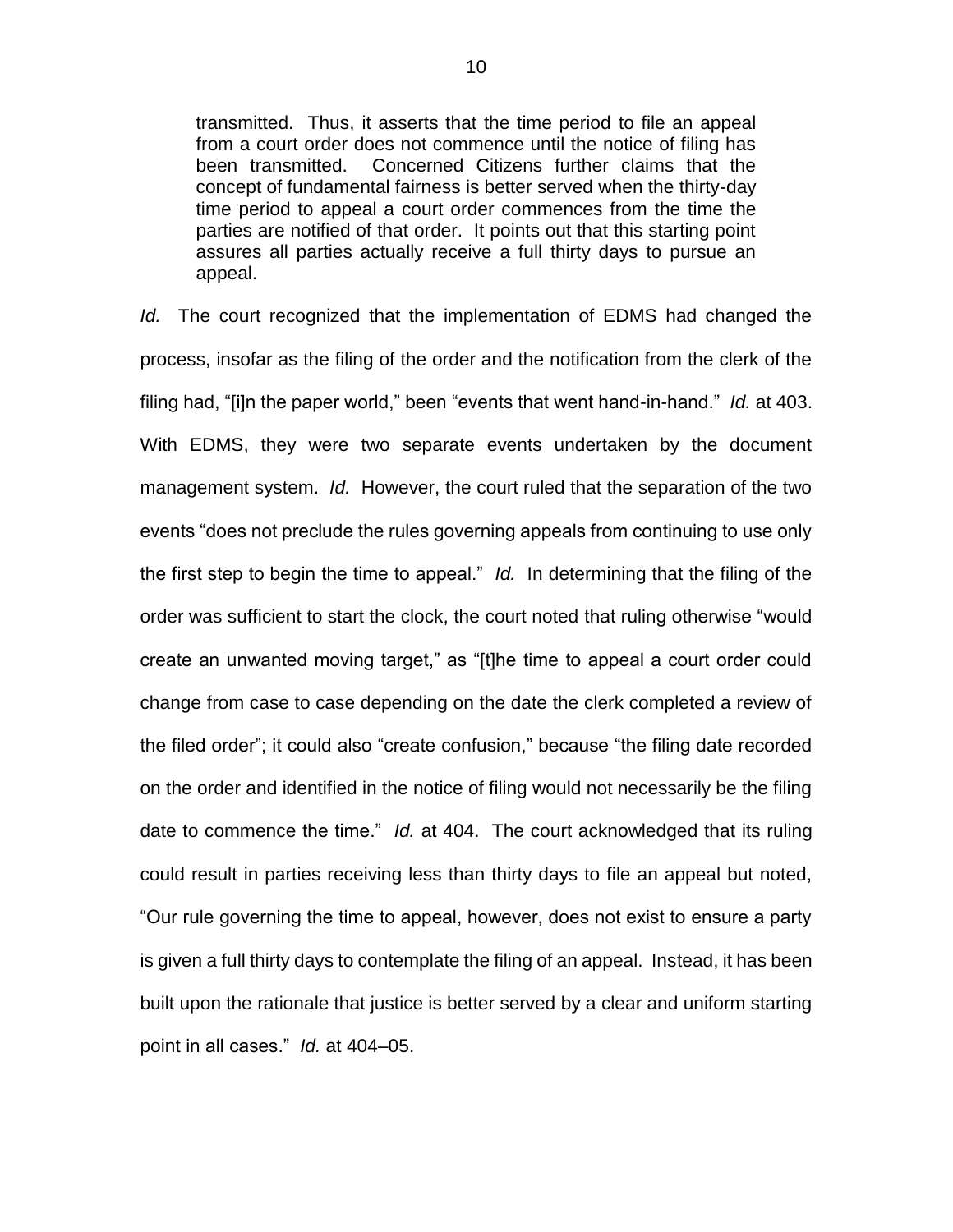> transmitted. Thus, it asserts that the time period to file an appeal from a court order does not commence until the notice of filing has been transmitted. Concerned Citizens further claims that the concept of fundamental fairness is better served when the thirty-day time period to appeal a court order commences from the time the parties are notified of that order. It points out that this starting point assures all parties actually receive a full thirty days to pursue an appeal.

*Id.* The court recognized that the implementation of EDMS had changed the process, insofar as the filing of the order and the notification from the clerk of the filing had, "[i]n the paper world," been "events that went hand-in-hand." *Id.* at 403. With EDMS, they were two separate events undertaken by the document management system. *Id.* However, the court ruled that the separation of the two events "does not preclude the rules governing appeals from continuing to use only the first step to begin the time to appeal." *Id.* In determining that the filing of the order was sufficient to start the clock, the court noted that ruling otherwise "would create an unwanted moving target," as "[t]he time to appeal a court order could change from case to case depending on the date the clerk completed a review of the filed order"; it could also "create confusion," because "the filing date recorded on the order and identified in the notice of filing would not necessarily be the filing date to commence the time." *Id.* at 404. The court acknowledged that its ruling could result in parties receiving less than thirty days to file an appeal but noted, "Our rule governing the time to appeal, however, does not exist to ensure a party is given a full thirty days to contemplate the filing of an appeal. Instead, it has been built upon the rationale that justice is better served by a clear and uniform starting point in all cases." *Id.* at 404–05.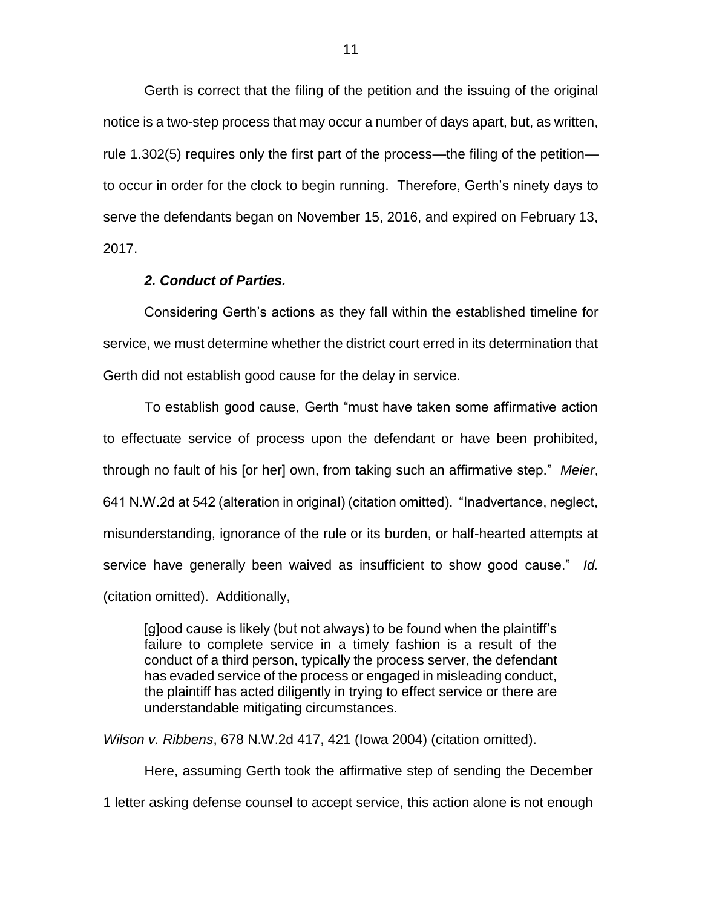Gerth is correct that the filing of the petition and the issuing of the original notice is a two-step process that may occur a number of days apart, but, as written, rule 1.302(5) requires only the first part of the process—the filing of the petition—to occur in order for the clock to begin running. Therefore, Gerth's ninety days to serve the defendants began on November 15, 2016, and expired on February 13, 2017.

***2. Conduct of Parties.***

Considering Gerth's actions as they fall within the established timeline for service, we must determine whether the district court erred in its determination that Gerth did not establish good cause for the delay in service.

To establish good cause, Gerth "must have taken some affirmative action to effectuate service of process upon the defendant or have been prohibited, through no fault of his [or her] own, from taking such an affirmative step." *Meier*, 641 N.W.2d at 542 (alteration in original) (citation omitted). "Inadvertance, neglect, misunderstanding, ignorance of the rule or its burden, or half-hearted attempts at service have generally been waived as insufficient to show good cause." *Id.* (citation omitted). Additionally,

> [g]ood cause is likely (but not always) to be found when the plaintiff's failure to complete service in a timely fashion is a result of the conduct of a third person, typically the process server, the defendant has evaded service of the process or engaged in misleading conduct, the plaintiff has acted diligently in trying to effect service or there are understandable mitigating circumstances.

*Wilson v. Ribbens*, 678 N.W.2d 417, 421 (Iowa 2004) (citation omitted).

Here, assuming Gerth took the affirmative step of sending the December 1 letter asking defense counsel to accept service, this action alone is not enough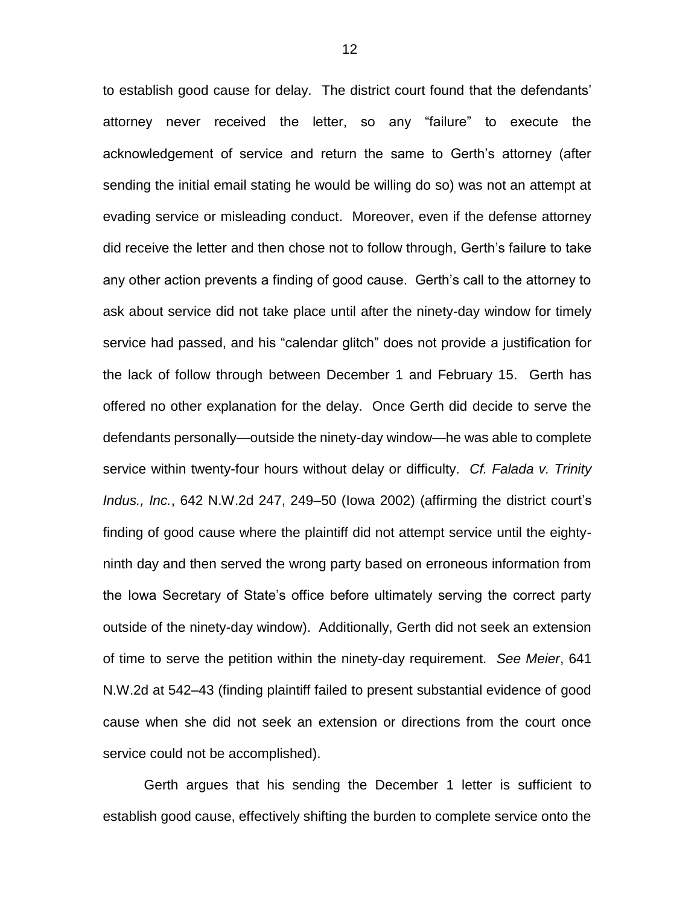to establish good cause for delay. The district court found that the defendants' attorney never received the letter, so any "failure" to execute the acknowledgement of service and return the same to Gerth's attorney (after sending the initial email stating he would be willing do so) was not an attempt at evading service or misleading conduct. Moreover, even if the defense attorney did receive the letter and then chose not to follow through, Gerth's failure to take any other action prevents a finding of good cause. Gerth's call to the attorney to ask about service did not take place until after the ninety-day window for timely service had passed, and his "calendar glitch" does not provide a justification for the lack of follow through between December 1 and February 15. Gerth has offered no other explanation for the delay. Once Gerth did decide to serve the defendants personally—outside the ninety-day window—he was able to complete service within twenty-four hours without delay or difficulty. *Cf. Falada v. Trinity Indus., Inc.*, 642 N.W.2d 247, 249–50 (Iowa 2002) (affirming the district court's finding of good cause where the plaintiff did not attempt service until the eighty-ninth day and then served the wrong party based on erroneous information from the Iowa Secretary of State's office before ultimately serving the correct party outside of the ninety-day window). Additionally, Gerth did not seek an extension of time to serve the petition within the ninety-day requirement. *See Meier*, 641 N.W.2d at 542–43 (finding plaintiff failed to present substantial evidence of good cause when she did not seek an extension or directions from the court once service could not be accomplished).

Gerth argues that his sending the December 1 letter is sufficient to establish good cause, effectively shifting the burden to complete service onto the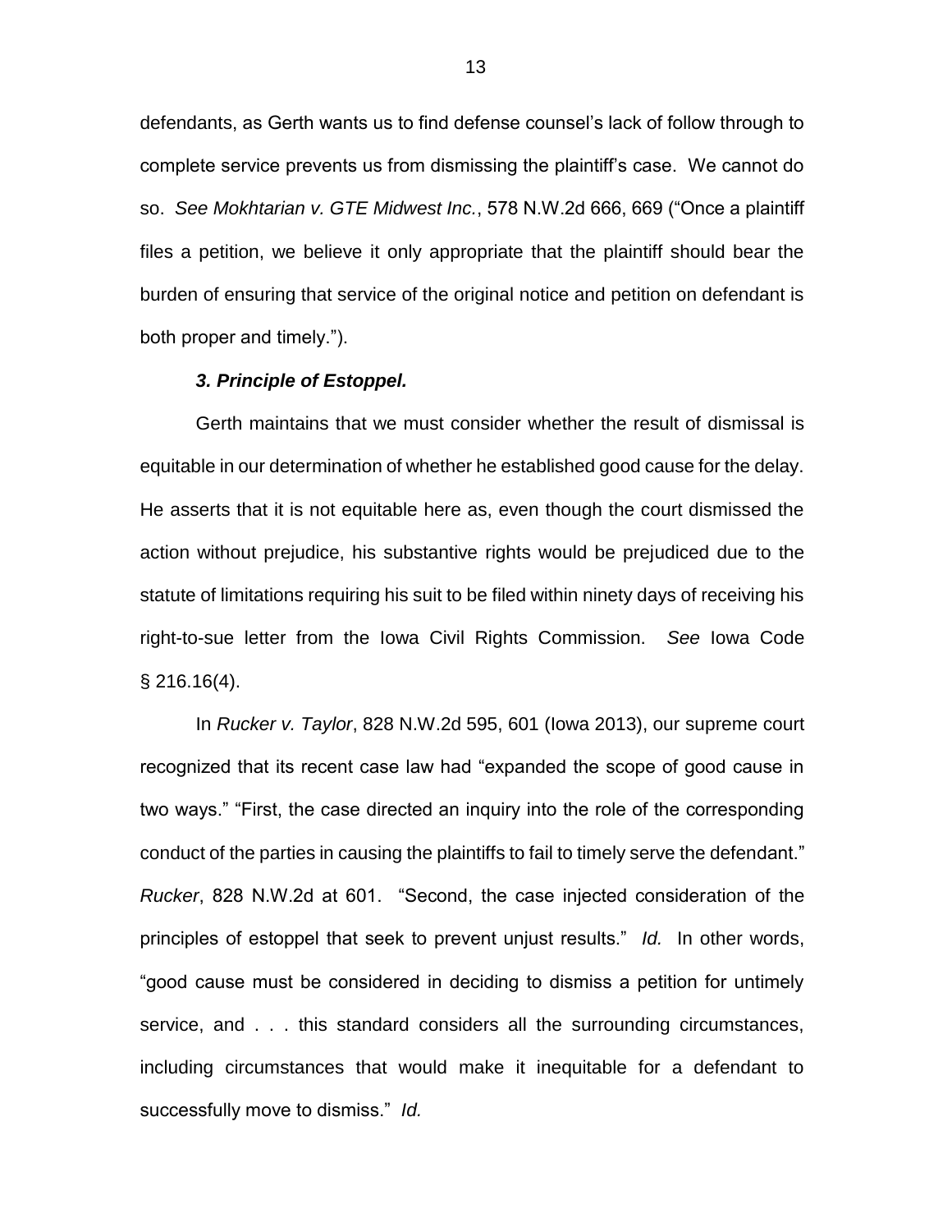defendants, as Gerth wants us to find defense counsel's lack of follow through to complete service prevents us from dismissing the plaintiff's case. We cannot do so. *See Mokhtarian v. GTE Midwest Inc.*, 578 N.W.2d 666, 669 ("Once a plaintiff files a petition, we believe it only appropriate that the plaintiff should bear the burden of ensuring that service of the original notice and petition on defendant is both proper and timely.").

***3. Principle of Estoppel.***

Gerth maintains that we must consider whether the result of dismissal is equitable in our determination of whether he established good cause for the delay. He asserts that it is not equitable here as, even though the court dismissed the action without prejudice, his substantive rights would be prejudiced due to the statute of limitations requiring his suit to be filed within ninety days of receiving his right-to-sue letter from the Iowa Civil Rights Commission. *See* Iowa Code § 216.16(4).

In *Rucker v. Taylor*, 828 N.W.2d 595, 601 (Iowa 2013), our supreme court recognized that its recent case law had "expanded the scope of good cause in two ways." "First, the case directed an inquiry into the role of the corresponding conduct of the parties in causing the plaintiffs to fail to timely serve the defendant." *Rucker*, 828 N.W.2d at 601. "Second, the case injected consideration of the principles of estoppel that seek to prevent unjust results." *Id.* In other words, "good cause must be considered in deciding to dismiss a petition for untimely service, and . . . this standard considers all the surrounding circumstances, including circumstances that would make it inequitable for a defendant to successfully move to dismiss." *Id.*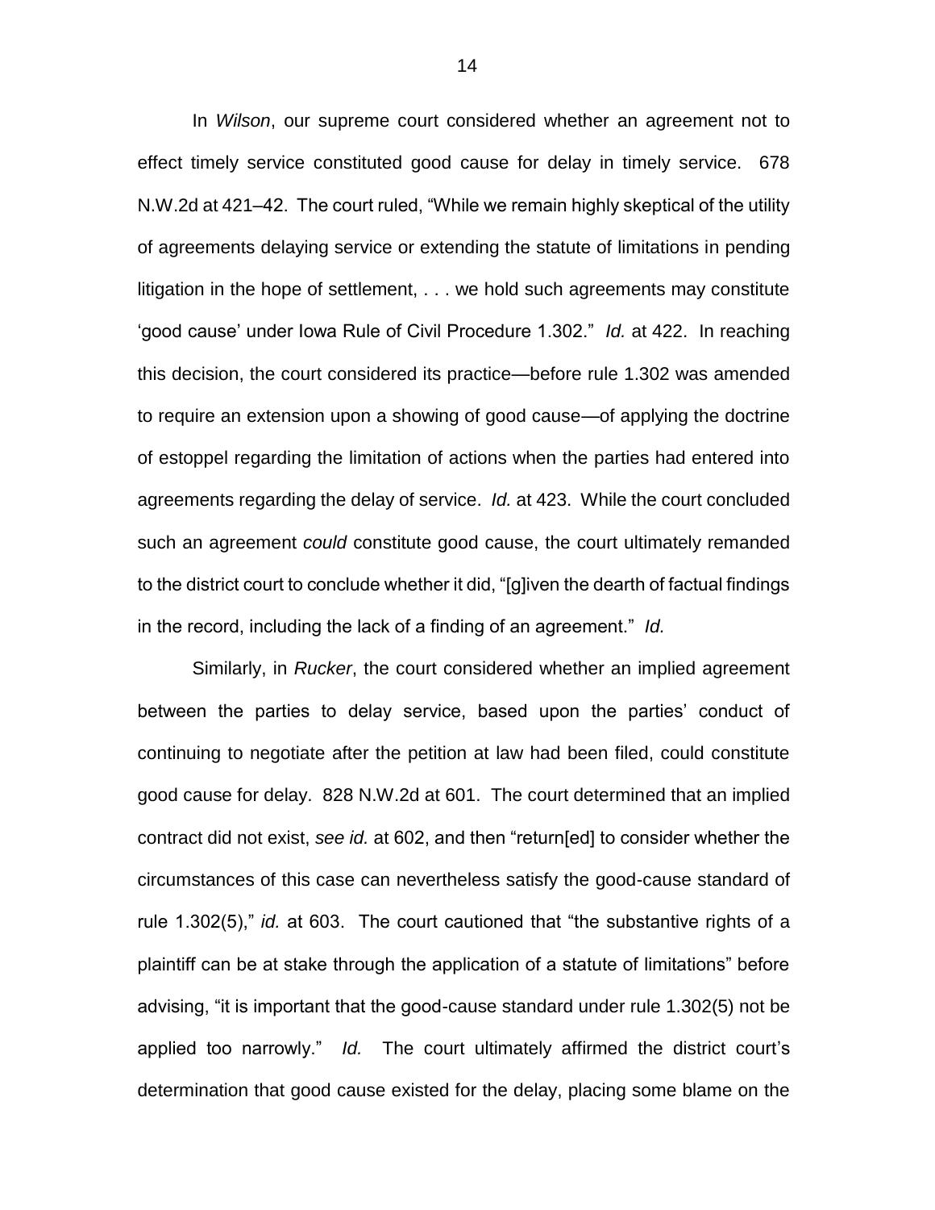In *Wilson*, our supreme court considered whether an agreement not to effect timely service constituted good cause for delay in timely service. 678 N.W.2d at 421–42. The court ruled, "While we remain highly skeptical of the utility of agreements delaying service or extending the statute of limitations in pending litigation in the hope of settlement, . . . we hold such agreements may constitute 'good cause' under Iowa Rule of Civil Procedure 1.302." *Id.* at 422. In reaching this decision, the court considered its practice—before rule 1.302 was amended to require an extension upon a showing of good cause—of applying the doctrine of estoppel regarding the limitation of actions when the parties had entered into agreements regarding the delay of service. *Id.* at 423. While the court concluded such an agreement *could* constitute good cause, the court ultimately remanded to the district court to conclude whether it did, "[g]iven the dearth of factual findings in the record, including the lack of a finding of an agreement." *Id.*

Similarly, in *Rucker*, the court considered whether an implied agreement between the parties to delay service, based upon the parties' conduct of continuing to negotiate after the petition at law had been filed, could constitute good cause for delay. 828 N.W.2d at 601. The court determined that an implied contract did not exist, *see id.* at 602, and then "return[ed] to consider whether the circumstances of this case can nevertheless satisfy the good-cause standard of rule 1.302(5)," *id.* at 603. The court cautioned that "the substantive rights of a plaintiff can be at stake through the application of a statute of limitations" before advising, "it is important that the good-cause standard under rule 1.302(5) not be applied too narrowly." *Id.* The court ultimately affirmed the district court's determination that good cause existed for the delay, placing some blame on the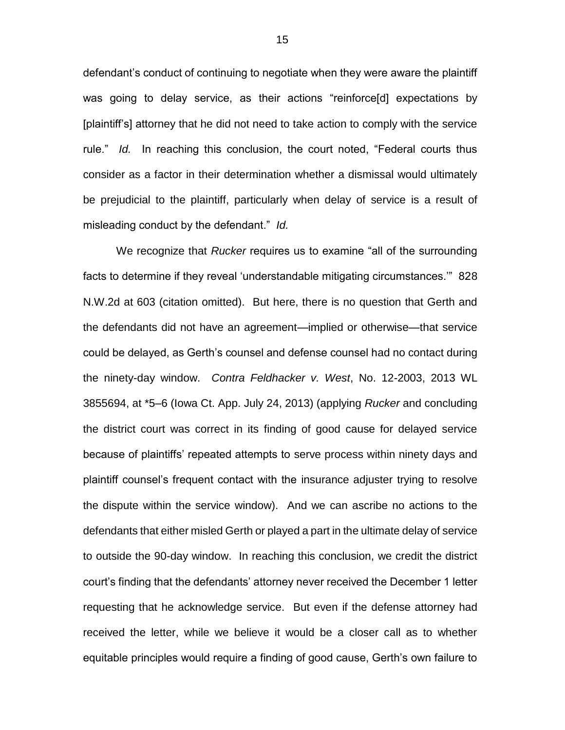defendant's conduct of continuing to negotiate when they were aware the plaintiff was going to delay service, as their actions "reinforce[d] expectations by [plaintiff's] attorney that he did not need to take action to comply with the service rule." *Id.* In reaching this conclusion, the court noted, "Federal courts thus consider as a factor in their determination whether a dismissal would ultimately be prejudicial to the plaintiff, particularly when delay of service is a result of misleading conduct by the defendant." *Id.*

We recognize that *Rucker* requires us to examine "all of the surrounding facts to determine if they reveal 'understandable mitigating circumstances.'" 828 N.W.2d at 603 (citation omitted). But here, there is no question that Gerth and the defendants did not have an agreement—implied or otherwise—that service could be delayed, as Gerth's counsel and defense counsel had no contact during the ninety-day window. *Contra Feldhacker v. West*, No. 12-2003, 2013 WL 3855694, at \*5–6 (Iowa Ct. App. July 24, 2013) (applying *Rucker* and concluding the district court was correct in its finding of good cause for delayed service because of plaintiffs' repeated attempts to serve process within ninety days and plaintiff counsel's frequent contact with the insurance adjuster trying to resolve the dispute within the service window). And we can ascribe no actions to the defendants that either misled Gerth or played a part in the ultimate delay of service to outside the 90-day window. In reaching this conclusion, we credit the district court's finding that the defendants' attorney never received the December 1 letter requesting that he acknowledge service. But even if the defense attorney had received the letter, while we believe it would be a closer call as to whether equitable principles would require a finding of good cause, Gerth's own failure to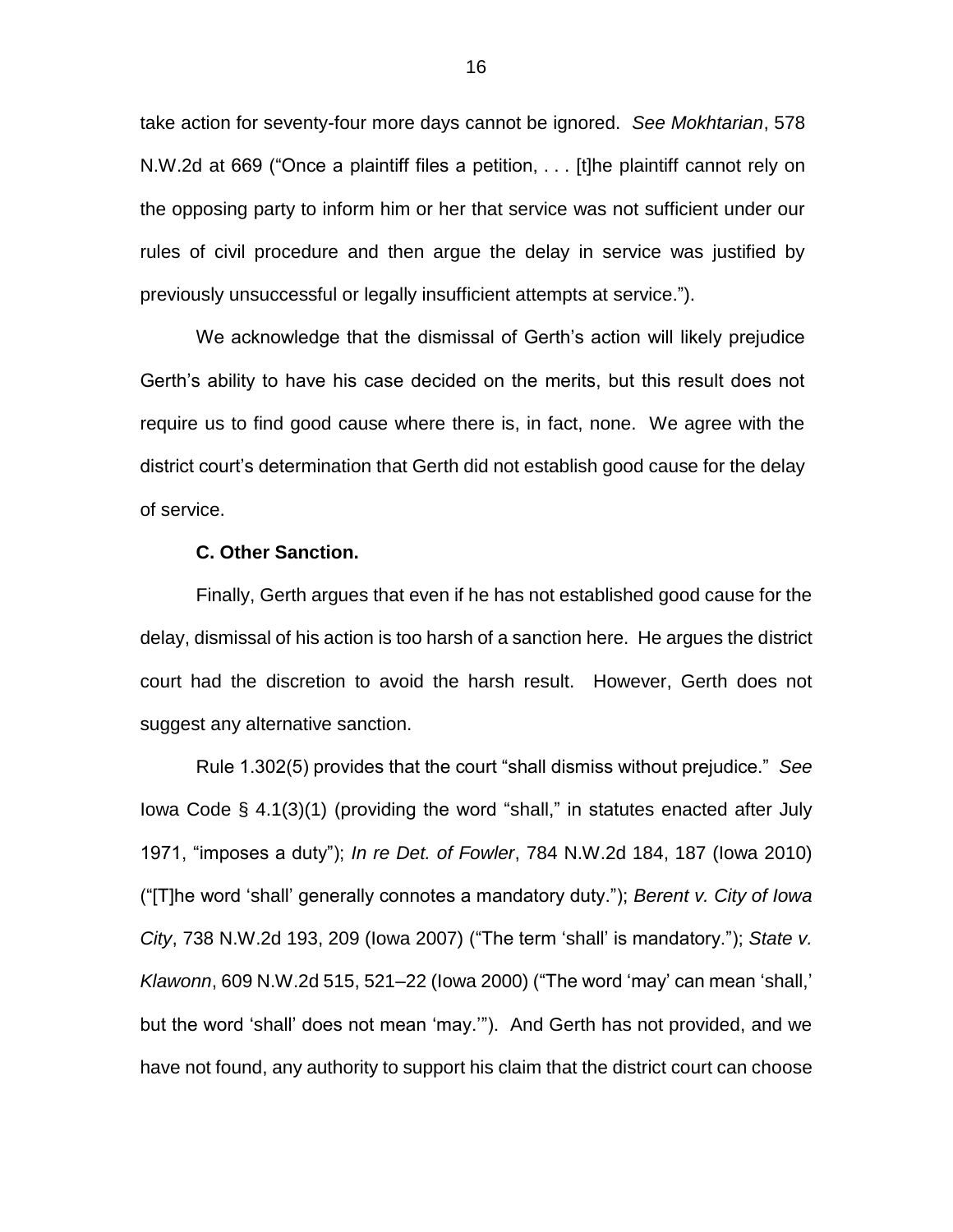take action for seventy-four more days cannot be ignored. *See Mokhtarian*, 578 N.W.2d at 669 ("Once a plaintiff files a petition, . . . [t]he plaintiff cannot rely on the opposing party to inform him or her that service was not sufficient under our rules of civil procedure and then argue the delay in service was justified by previously unsuccessful or legally insufficient attempts at service.").

We acknowledge that the dismissal of Gerth's action will likely prejudice Gerth's ability to have his case decided on the merits, but this result does not require us to find good cause where there is, in fact, none. We agree with the district court's determination that Gerth did not establish good cause for the delay of service.

**C. Other Sanction.**

Finally, Gerth argues that even if he has not established good cause for the delay, dismissal of his action is too harsh of a sanction here. He argues the district court had the discretion to avoid the harsh result. However, Gerth does not suggest any alternative sanction.

Rule 1.302(5) provides that the court "shall dismiss without prejudice." *See* Iowa Code § 4.1(3)(1) (providing the word "shall," in statutes enacted after July 1971, "imposes a duty"); *In re Det. of Fowler*, 784 N.W.2d 184, 187 (Iowa 2010) ("[T]he word 'shall' generally connotes a mandatory duty."); *Berent v. City of Iowa City*, 738 N.W.2d 193, 209 (Iowa 2007) ("The term 'shall' is mandatory."); *State v. Klawonn*, 609 N.W.2d 515, 521–22 (Iowa 2000) ("The word 'may' can mean 'shall,' but the word 'shall' does not mean 'may.'"). And Gerth has not provided, and we have not found, any authority to support his claim that the district court can choose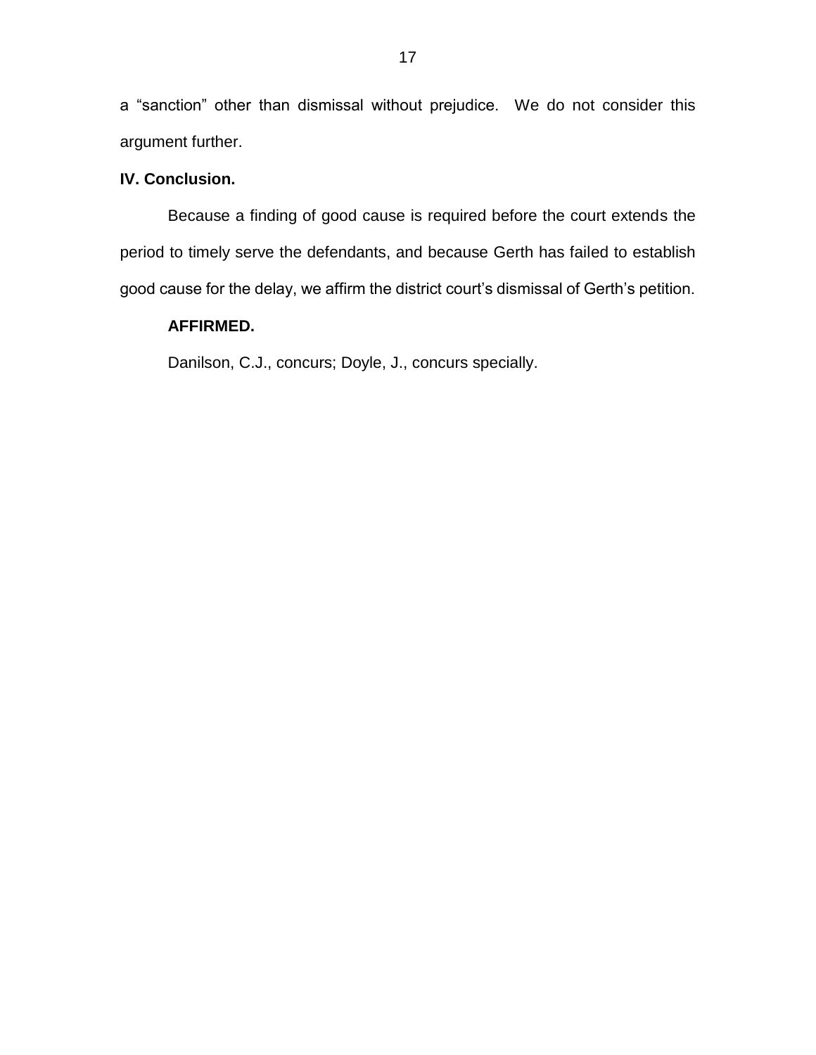a "sanction" other than dismissal without prejudice. We do not consider this argument further.

**IV. Conclusion.**

Because a finding of good cause is required before the court extends the period to timely serve the defendants, and because Gerth has failed to establish good cause for the delay, we affirm the district court's dismissal of Gerth's petition.

**AFFIRMED.**

Danilson, C.J., concurs; Doyle, J., concurs specially.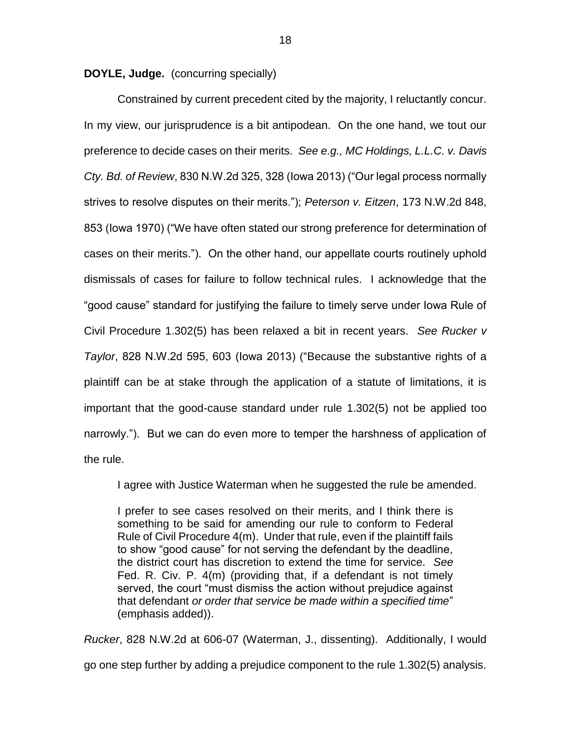**DOYLE, Judge.** (concurring specially)

Constrained by current precedent cited by the majority, I reluctantly concur. In my view, our jurisprudence is a bit antipodean. On the one hand, we tout our preference to decide cases on their merits. *See e.g., MC Holdings, L.L.C. v. Davis Cty. Bd. of Review*, 830 N.W.2d 325, 328 (Iowa 2013) ("Our legal process normally strives to resolve disputes on their merits."); *Peterson v. Eitzen*, 173 N.W.2d 848, 853 (Iowa 1970) ("We have often stated our strong preference for determination of cases on their merits."). On the other hand, our appellate courts routinely uphold dismissals of cases for failure to follow technical rules. I acknowledge that the "good cause" standard for justifying the failure to timely serve under Iowa Rule of Civil Procedure 1.302(5) has been relaxed a bit in recent years. *See Rucker v Taylor*, 828 N.W.2d 595, 603 (Iowa 2013) ("Because the substantive rights of a plaintiff can be at stake through the application of a statute of limitations, it is important that the good-cause standard under rule 1.302(5) not be applied too narrowly."). But we can do even more to temper the harshness of application of the rule.

I agree with Justice Waterman when he suggested the rule be amended.

> I prefer to see cases resolved on their merits, and I think there is something to be said for amending our rule to conform to Federal Rule of Civil Procedure 4(m). Under that rule, even if the plaintiff fails to show "good cause" for not serving the defendant by the deadline, the district court has discretion to extend the time for service. *See* Fed. R. Civ. P. 4(m) (providing that, if a defendant is not timely served, the court "must dismiss the action without prejudice against that defendant *or order that service be made within a specified time*" (emphasis added)).

*Rucker*, 828 N.W.2d at 606-07 (Waterman, J., dissenting). Additionally, I would go one step further by adding a prejudice component to the rule 1.302(5) analysis.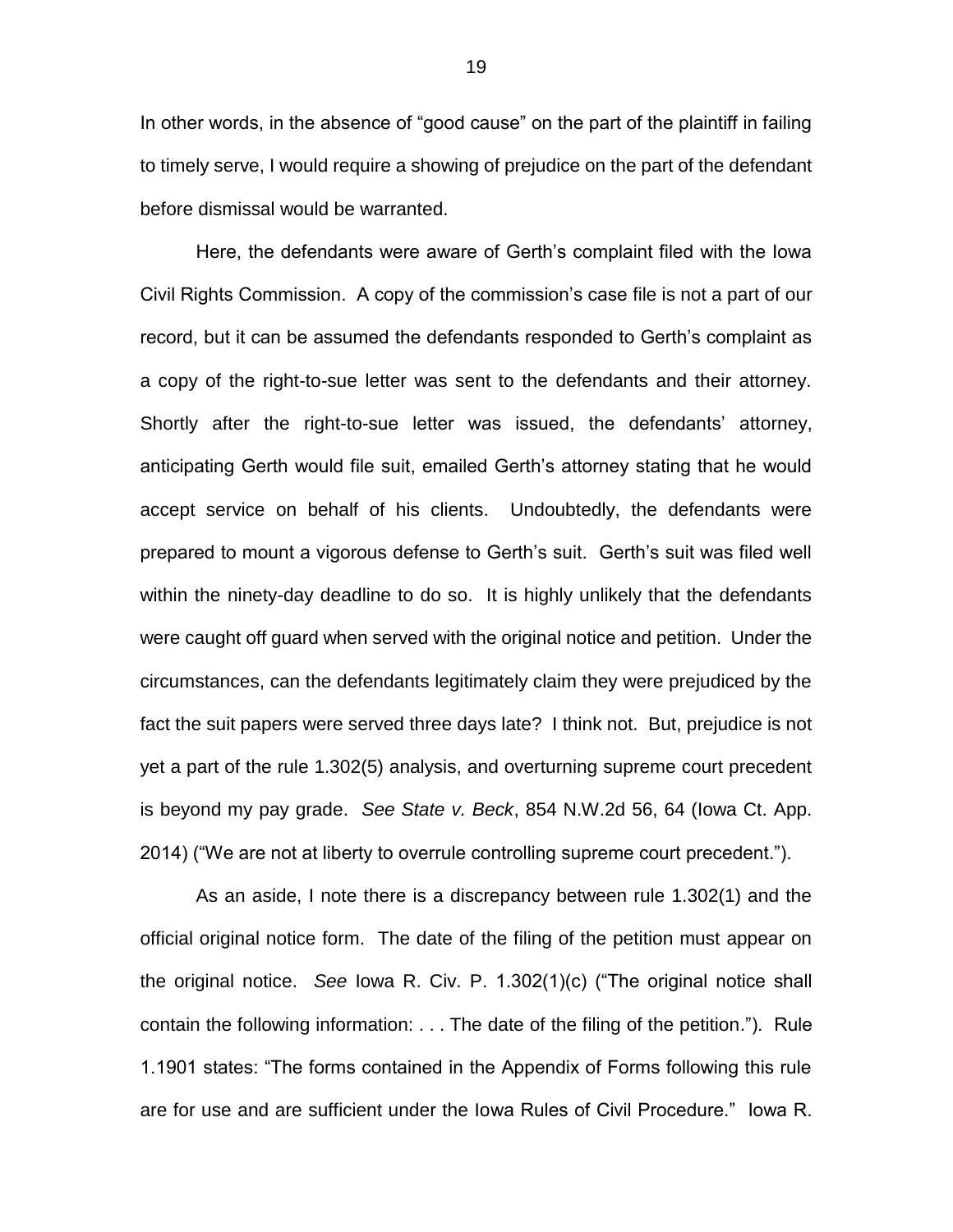In other words, in the absence of "good cause" on the part of the plaintiff in failing to timely serve, I would require a showing of prejudice on the part of the defendant before dismissal would be warranted.

Here, the defendants were aware of Gerth's complaint filed with the Iowa Civil Rights Commission. A copy of the commission's case file is not a part of our record, but it can be assumed the defendants responded to Gerth's complaint as a copy of the right-to-sue letter was sent to the defendants and their attorney. Shortly after the right-to-sue letter was issued, the defendants' attorney, anticipating Gerth would file suit, emailed Gerth's attorney stating that he would accept service on behalf of his clients. Undoubtedly, the defendants were prepared to mount a vigorous defense to Gerth's suit. Gerth's suit was filed well within the ninety-day deadline to do so. It is highly unlikely that the defendants were caught off guard when served with the original notice and petition. Under the circumstances, can the defendants legitimately claim they were prejudiced by the fact the suit papers were served three days late? I think not. But, prejudice is not yet a part of the rule 1.302(5) analysis, and overturning supreme court precedent is beyond my pay grade. *See State v. Beck*, 854 N.W.2d 56, 64 (Iowa Ct. App. 2014) ("We are not at liberty to overrule controlling supreme court precedent.").

As an aside, I note there is a discrepancy between rule 1.302(1) and the official original notice form. The date of the filing of the petition must appear on the original notice. *See* Iowa R. Civ. P. 1.302(1)(c) ("The original notice shall contain the following information: . . . The date of the filing of the petition."). Rule 1.1901 states: "The forms contained in the Appendix of Forms following this rule are for use and are sufficient under the Iowa Rules of Civil Procedure." Iowa R.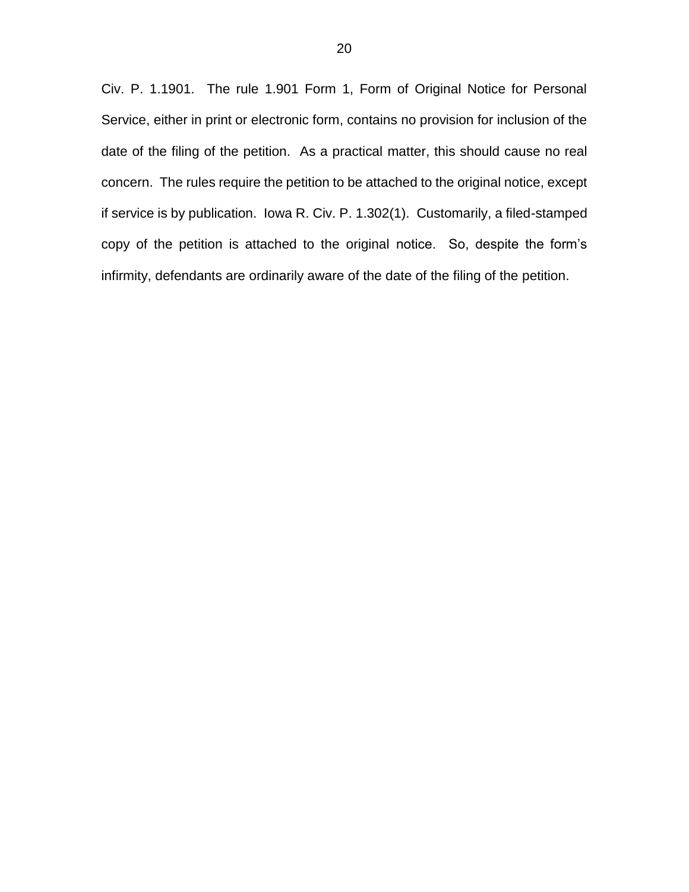Civ. P. 1.1901. The rule 1.901 Form 1, Form of Original Notice for Personal Service, either in print or electronic form, contains no provision for inclusion of the date of the filing of the petition. As a practical matter, this should cause no real concern. The rules require the petition to be attached to the original notice, except if service is by publication. Iowa R. Civ. P. 1.302(1). Customarily, a filed-stamped copy of the petition is attached to the original notice. So, despite the form's infirmity, defendants are ordinarily aware of the date of the filing of the petition.